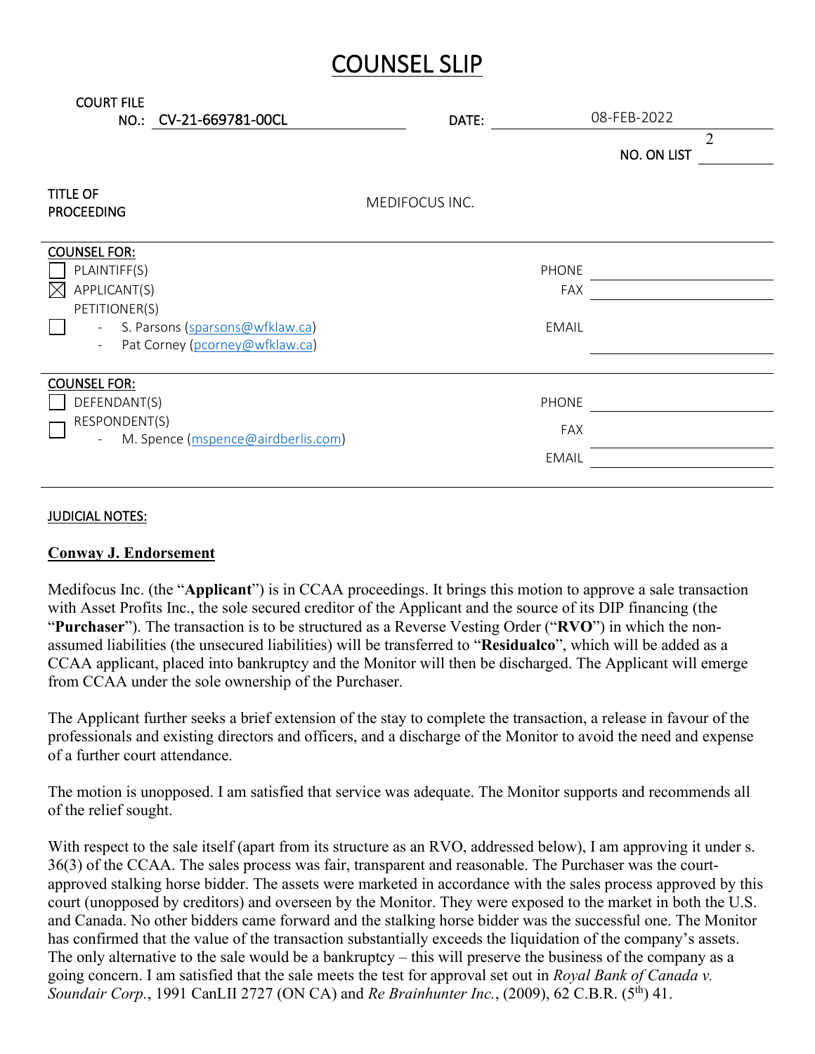# COUNSEL SLIP

COURT FILE NO.: CV-21-669781-00CL

DATE: 08-FEB-2022

NO. ON LIST: 2

TITLE OF PROCEEDING: MEDIFOCUS INC.

**COUNSEL FOR:**

- [ ] PLAINTIFF(S)
- [x] APPLICANT(S)
- [ ] PETITIONER(S)
  - S. Parsons (sparsons@wfklaw.ca)
  - Pat Corney (pcorney@wfklaw.ca)

PHONE:

FAX:

EMAIL:

**COUNSEL FOR:**

- [ ] DEFENDANT(S)
- [ ] RESPONDENT(S)
  - M. Spence (mspence@airdberlis.com)

PHONE:

FAX:

EMAIL:

JUDICIAL NOTES:

**Conway J. Endorsement**

Medifocus Inc. (the "**Applicant**") is in CCAA proceedings. It brings this motion to approve a sale transaction with Asset Profits Inc., the sole secured creditor of the Applicant and the source of its DIP financing (the "**Purchaser**"). The transaction is to be structured as a Reverse Vesting Order ("**RVO**") in which the non-assumed liabilities (the unsecured liabilities) will be transferred to "**Residualco**", which will be added as a CCAA applicant, placed into bankruptcy and the Monitor will then be discharged. The Applicant will emerge from CCAA under the sole ownership of the Purchaser.

The Applicant further seeks a brief extension of the stay to complete the transaction, a release in favour of the professionals and existing directors and officers, and a discharge of the Monitor to avoid the need and expense of a further court attendance.

The motion is unopposed. I am satisfied that service was adequate. The Monitor supports and recommends all of the relief sought.

With respect to the sale itself (apart from its structure as an RVO, addressed below), I am approving it under s. 36(3) of the CCAA. The sales process was fair, transparent and reasonable. The Purchaser was the court-approved stalking horse bidder. The assets were marketed in accordance with the sales process approved by this court (unopposed by creditors) and overseen by the Monitor. They were exposed to the market in both the U.S. and Canada. No other bidders came forward and the stalking horse bidder was the successful one. The Monitor has confirmed that the value of the transaction substantially exceeds the liquidation of the company's assets. The only alternative to the sale would be a bankruptcy – this will preserve the business of the company as a going concern. I am satisfied that the sale meets the test for approval set out in *Royal Bank of Canada v. Soundair Corp.*, 1991 CanLII 2727 (ON CA) and *Re Brainhunter Inc.*, (2009), 62 C.B.R. (5th) 41.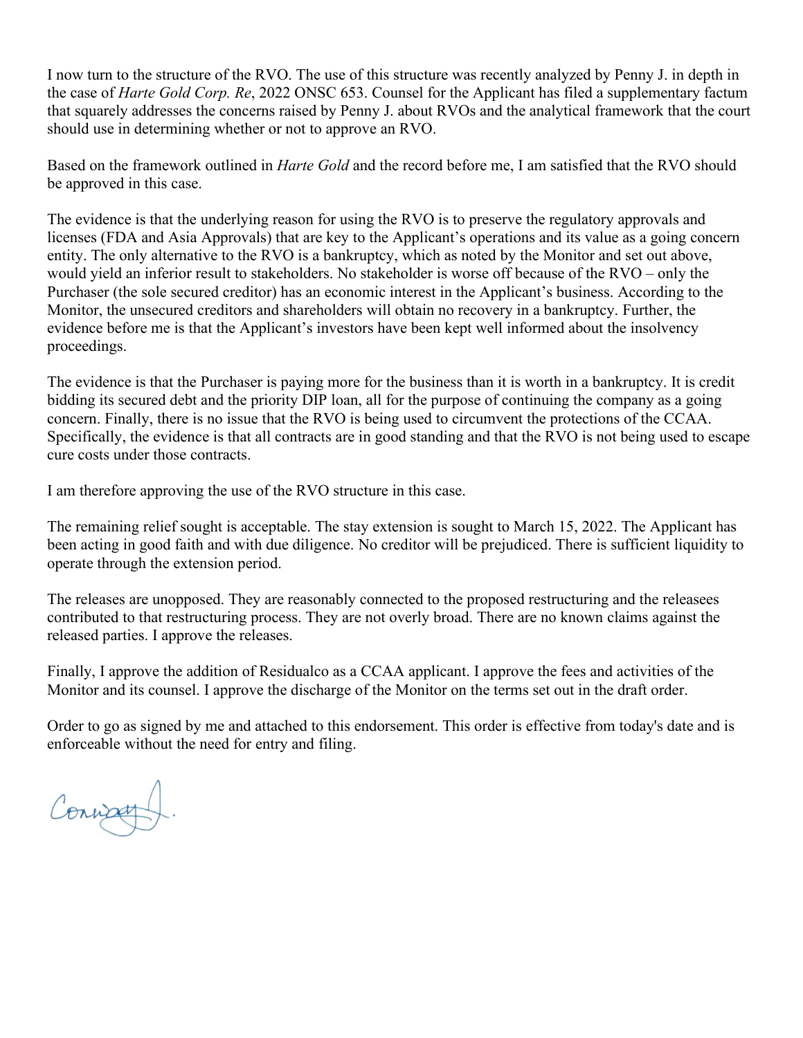I now turn to the structure of the RVO. The use of this structure was recently analyzed by Penny J. in depth in the case of *Harte Gold Corp. Re*, 2022 ONSC 653. Counsel for the Applicant has filed a supplementary factum that squarely addresses the concerns raised by Penny J. about RVOs and the analytical framework that the court should use in determining whether or not to approve an RVO.

Based on the framework outlined in *Harte Gold* and the record before me, I am satisfied that the RVO should be approved in this case.

The evidence is that the underlying reason for using the RVO is to preserve the regulatory approvals and licenses (FDA and Asia Approvals) that are key to the Applicant's operations and its value as a going concern entity. The only alternative to the RVO is a bankruptcy, which as noted by the Monitor and set out above, would yield an inferior result to stakeholders. No stakeholder is worse off because of the RVO – only the Purchaser (the sole secured creditor) has an economic interest in the Applicant's business. According to the Monitor, the unsecured creditors and shareholders will obtain no recovery in a bankruptcy. Further, the evidence before me is that the Applicant's investors have been kept well informed about the insolvency proceedings.

The evidence is that the Purchaser is paying more for the business than it is worth in a bankruptcy. It is credit bidding its secured debt and the priority DIP loan, all for the purpose of continuing the company as a going concern. Finally, there is no issue that the RVO is being used to circumvent the protections of the CCAA. Specifically, the evidence is that all contracts are in good standing and that the RVO is not being used to escape cure costs under those contracts.

I am therefore approving the use of the RVO structure in this case.

The remaining relief sought is acceptable. The stay extension is sought to March 15, 2022. The Applicant has been acting in good faith and with due diligence. No creditor will be prejudiced. There is sufficient liquidity to operate through the extension period.

The releases are unopposed. They are reasonably connected to the proposed restructuring and the releasees contributed to that restructuring process. They are not overly broad. There are no known claims against the released parties. I approve the releases.

Finally, I approve the addition of Residualco as a CCAA applicant. I approve the fees and activities of the Monitor and its counsel. I approve the discharge of the Monitor on the terms set out in the draft order.

Order to go as signed by me and attached to this endorsement. This order is effective from today's date and is enforceable without the need for entry and filing.

Conway J.